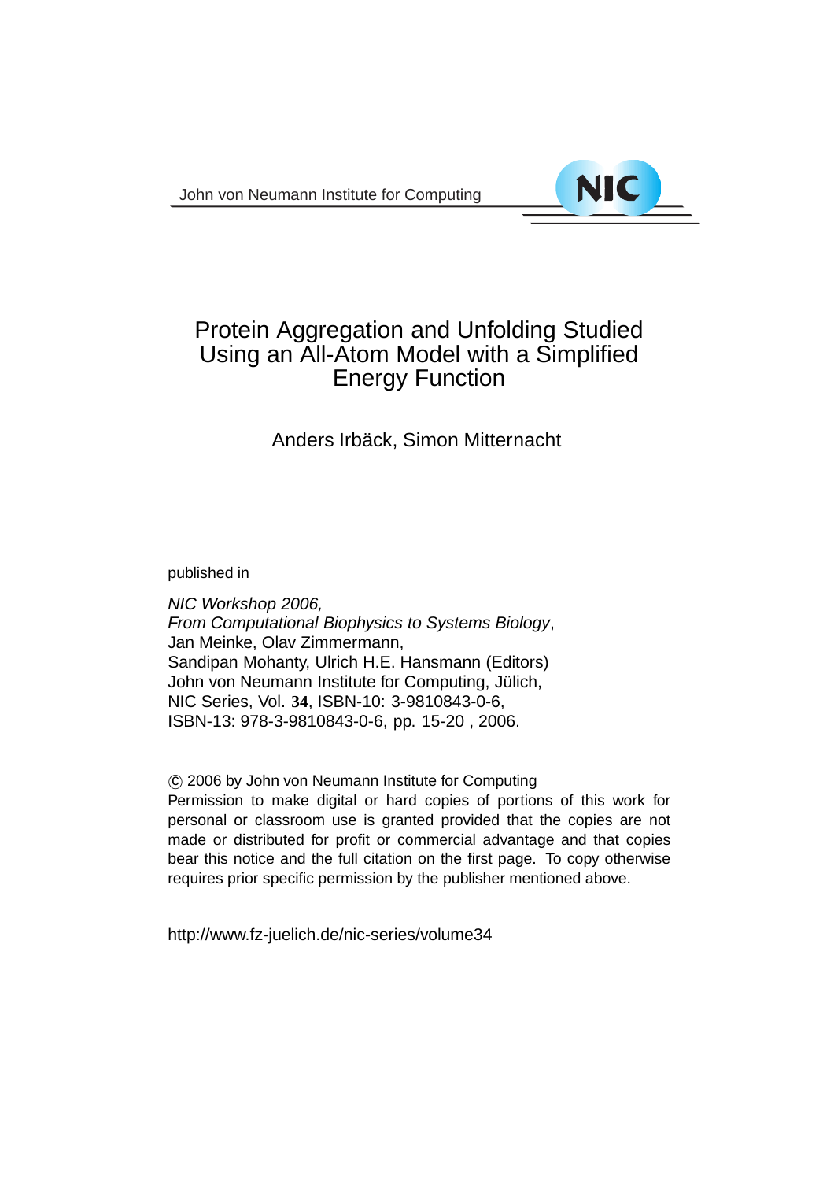John von Neumann Institute for Computing

# Protein Aggregation and Unfolding Studied Using an All-Atom Model with a Simplified Energy Function

Anders Irbäck, Simon Mitternacht

published in

*NIC Workshop 2006,*
*From Computational Biophysics to Systems Biology*,
Jan Meinke, Olav Zimmermann,
Sandipan Mohanty, Ulrich H.E. Hansmann (Editors)
John von Neumann Institute for Computing, Jülich,
NIC Series, Vol. **34**, ISBN-10: 3-9810843-0-6,
ISBN-13: 978-3-9810843-0-6, pp. 15-20 , 2006.

© 2006 by John von Neumann Institute for Computing
Permission to make digital or hard copies of portions of this work for personal or classroom use is granted provided that the copies are not made or distributed for profit or commercial advantage and that copies bear this notice and the full citation on the first page. To copy otherwise requires prior specific permission by the publisher mentioned above.

http://www.fz-juelich.de/nic-series/volume34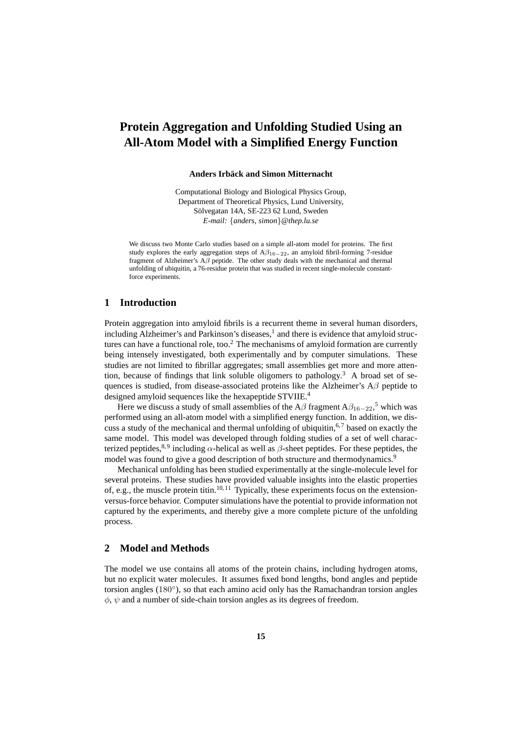# Protein Aggregation and Unfolding Studied Using an All-Atom Model with a Simplified Energy Function

**Anders Irbäck and Simon Mitternacht**

Computational Biology and Biological Physics Group,
Department of Theoretical Physics, Lund University,
Sölvegatan 14A, SE-223 62 Lund, Sweden
*E-mail:* {*anders, simon*}*@thep.lu.se*

We discuss two Monte Carlo studies based on a simple all-atom model for proteins. The first study explores the early aggregation steps of A$\beta_{16-22}$, an amyloid fibril-forming 7-residue fragment of Alzheimer's A$\beta$ peptide. The other study deals with the mechanical and thermal unfolding of ubiquitin, a 76-residue protein that was studied in recent single-molecule constant-force experiments.

## 1 Introduction

Protein aggregation into amyloid fibrils is a recurrent theme in several human disorders, including Alzheimer's and Parkinson's diseases,[1] and there is evidence that amyloid structures can have a functional role, too.[2] The mechanisms of amyloid formation are currently being intensely investigated, both experimentally and by computer simulations. These studies are not limited to fibrillar aggregates; small assemblies get more and more attention, because of findings that link soluble oligomers to pathology.[3] A broad set of sequences is studied, from disease-associated proteins like the Alzheimer's A$\beta$ peptide to designed amyloid sequences like the hexapeptide STVIIE.[4]

Here we discuss a study of small assemblies of the A$\beta$ fragment A$\beta_{16-22}$,[5] which was performed using an all-atom model with a simplified energy function. In addition, we discuss a study of the mechanical and thermal unfolding of ubiquitin,[6,7] based on exactly the same model. This model was developed through folding studies of a set of well characterized peptides,[8,9] including $\alpha$-helical as well as $\beta$-sheet peptides. For these peptides, the model was found to give a good description of both structure and thermodynamics.[9]

Mechanical unfolding has been studied experimentally at the single-molecule level for several proteins. These studies have provided valuable insights into the elastic properties of, e.g., the muscle protein titin.[10,11] Typically, these experiments focus on the extension-versus-force behavior. Computer simulations have the potential to provide information not captured by the experiments, and thereby give a more complete picture of the unfolding process.

## 2 Model and Methods

The model we use contains all atoms of the protein chains, including hydrogen atoms, but no explicit water molecules. It assumes fixed bond lengths, bond angles and peptide torsion angles ($180^\circ$), so that each amino acid only has the Ramachandran torsion angles $\phi$, $\psi$ and a number of side-chain torsion angles as its degrees of freedom.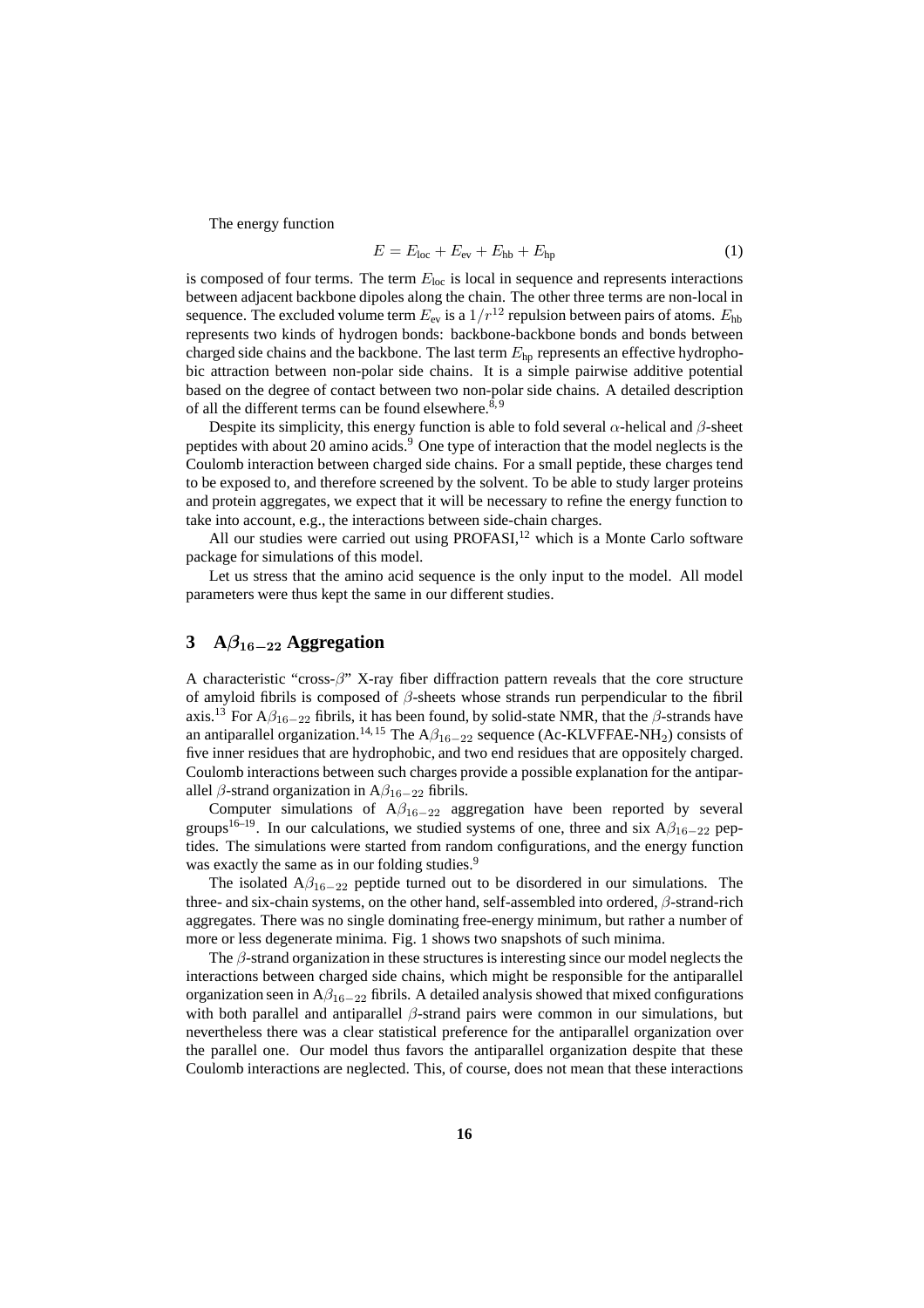The energy function

$$E = E_{\text{loc}} + E_{\text{ev}} + E_{\text{hb}} + E_{\text{hp}} \tag{1}$$

is composed of four terms. The term $E_{\text{loc}}$ is local in sequence and represents interactions between adjacent backbone dipoles along the chain. The other three terms are non-local in sequence. The excluded volume term $E_{\text{ev}}$ is a $1/r^{12}$ repulsion between pairs of atoms. $E_{\text{hb}}$ represents two kinds of hydrogen bonds: backbone-backbone bonds and bonds between charged side chains and the backbone. The last term $E_{\text{hp}}$ represents an effective hydrophobic attraction between non-polar side chains. It is a simple pairwise additive potential based on the degree of contact between two non-polar side chains. A detailed description of all the different terms can be found elsewhere.[8,9]

Despite its simplicity, this energy function is able to fold several $\alpha$-helical and $\beta$-sheet peptides with about 20 amino acids.[9] One type of interaction that the model neglects is the Coulomb interaction between charged side chains. For a small peptide, these charges tend to be exposed to, and therefore screened by the solvent. To be able to study larger proteins and protein aggregates, we expect that it will be necessary to refine the energy function to take into account, e.g., the interactions between side-chain charges.

All our studies were carried out using PROFASI,[12] which is a Monte Carlo software package for simulations of this model.

Let us stress that the amino acid sequence is the only input to the model. All model parameters were thus kept the same in our different studies.

## 3 A$\beta_{16-22}$ Aggregation

A characteristic "cross-$\beta$" X-ray fiber diffraction pattern reveals that the core structure of amyloid fibrils is composed of $\beta$-sheets whose strands run perpendicular to the fibril axis.[13] For A$\beta_{16-22}$ fibrils, it has been found, by solid-state NMR, that the $\beta$-strands have an antiparallel organization.[14,15] The A$\beta_{16-22}$ sequence (Ac-KLVFFAE-$NH_2$) consists of five inner residues that are hydrophobic, and two end residues that are oppositely charged. Coulomb interactions between such charges provide a possible explanation for the antiparallel $\beta$-strand organization in A$\beta_{16-22}$ fibrils.

Computer simulations of A$\beta_{16-22}$ aggregation have been reported by several groups[16–19]. In our calculations, we studied systems of one, three and six A$\beta_{16-22}$ peptides. The simulations were started from random configurations, and the energy function was exactly the same as in our folding studies.[9]

The isolated A$\beta_{16-22}$ peptide turned out to be disordered in our simulations. The three- and six-chain systems, on the other hand, self-assembled into ordered, $\beta$-strand-rich aggregates. There was no single dominating free-energy minimum, but rather a number of more or less degenerate minima. Fig. 1 shows two snapshots of such minima.

The $\beta$-strand organization in these structures is interesting since our model neglects the interactions between charged side chains, which might be responsible for the antiparallel organization seen in A$\beta_{16-22}$ fibrils. A detailed analysis showed that mixed configurations with both parallel and antiparallel $\beta$-strand pairs were common in our simulations, but nevertheless there was a clear statistical preference for the antiparallel organization over the parallel one. Our model thus favors the antiparallel organization despite that these Coulomb interactions are neglected. This, of course, does not mean that these interactions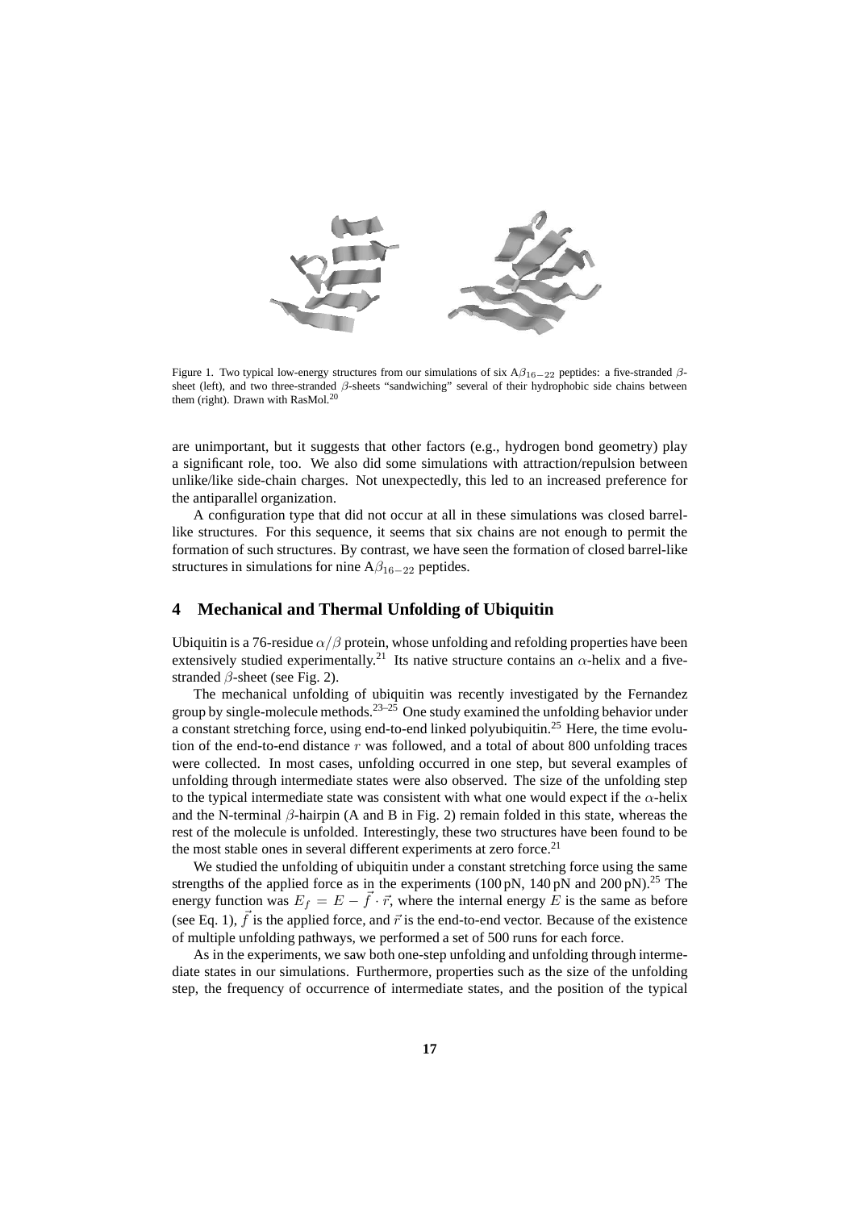Figure 1. Two typical low-energy structures from our simulations of six A$\beta_{16-22}$ peptides: a five-stranded $\beta$-sheet (left), and two three-stranded $\beta$-sheets "sandwiching" several of their hydrophobic side chains between them (right). Drawn with RasMol.[20]

are unimportant, but it suggests that other factors (e.g., hydrogen bond geometry) play a significant role, too. We also did some simulations with attraction/repulsion between unlike/like side-chain charges. Not unexpectedly, this led to an increased preference for the antiparallel organization.

A configuration type that did not occur at all in these simulations was closed barrel-like structures. For this sequence, it seems that six chains are not enough to permit the formation of such structures. By contrast, we have seen the formation of closed barrel-like structures in simulations for nine A$\beta_{16-22}$ peptides.

## 4 Mechanical and Thermal Unfolding of Ubiquitin

Ubiquitin is a 76-residue $\alpha/\beta$ protein, whose unfolding and refolding properties have been extensively studied experimentally.[21] Its native structure contains an $\alpha$-helix and a five-stranded $\beta$-sheet (see Fig. 2).

The mechanical unfolding of ubiquitin was recently investigated by the Fernandez group by single-molecule methods.[23–25] One study examined the unfolding behavior under a constant stretching force, using end-to-end linked polyubiquitin.[25] Here, the time evolution of the end-to-end distance $r$ was followed, and a total of about 800 unfolding traces were collected. In most cases, unfolding occurred in one step, but several examples of unfolding through intermediate states were also observed. The size of the unfolding step to the typical intermediate state was consistent with what one would expect if the $\alpha$-helix and the N-terminal $\beta$-hairpin (A and B in Fig. 2) remain folded in this state, whereas the rest of the molecule is unfolded. Interestingly, these two structures have been found to be the most stable ones in several different experiments at zero force.[21]

We studied the unfolding of ubiquitin under a constant stretching force using the same strengths of the applied force as in the experiments (100 pN, 140 pN and 200 pN).[25] The energy function was $E_f = E - \vec{f} \cdot \vec{r}$, where the internal energy $E$ is the same as before (see Eq. 1), $\vec{f}$ is the applied force, and $\vec{r}$ is the end-to-end vector. Because of the existence of multiple unfolding pathways, we performed a set of 500 runs for each force.

As in the experiments, we saw both one-step unfolding and unfolding through intermediate states in our simulations. Furthermore, properties such as the size of the unfolding step, the frequency of occurrence of intermediate states, and the position of the typical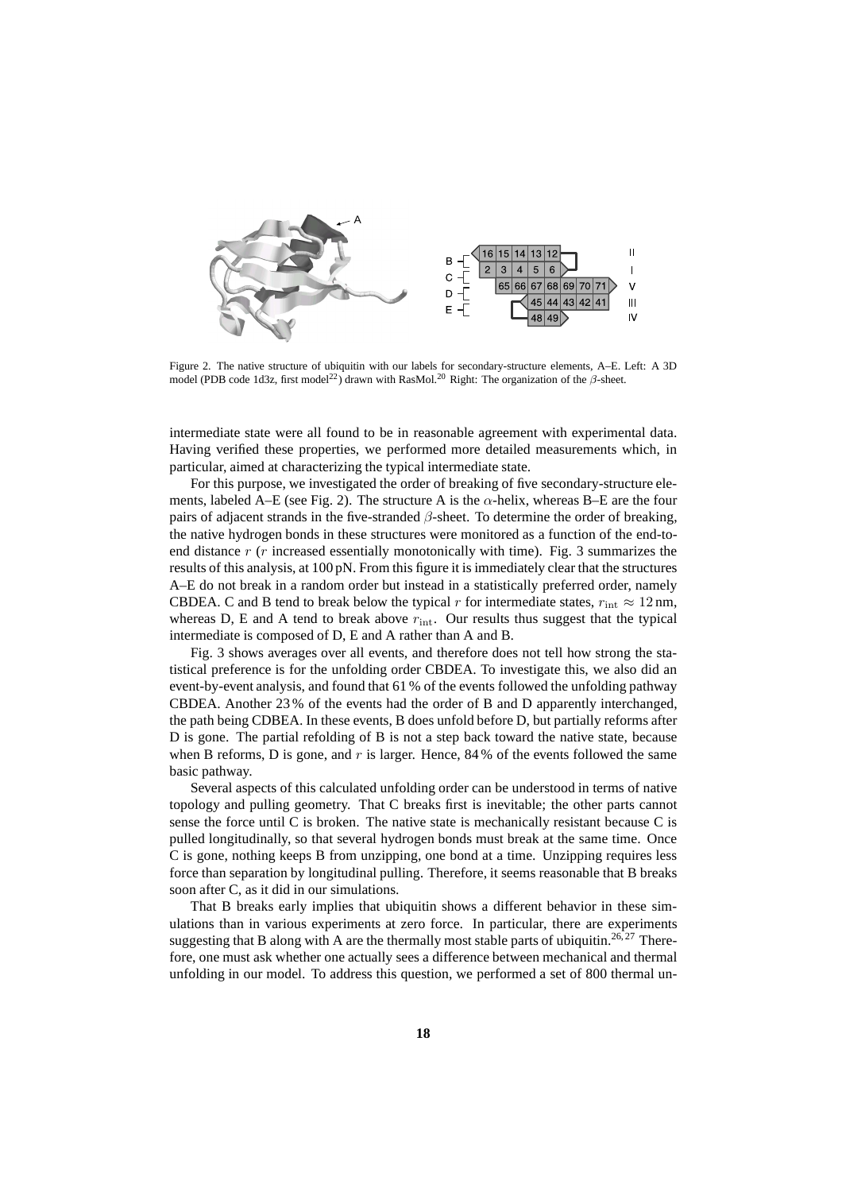Figure 2. The native structure of ubiquitin with our labels for secondary-structure elements, A–E. Left: A 3D model (PDB code 1d3z, first model[22]) drawn with RasMol.[20] Right: The organization of the $\beta$-sheet.

intermediate state were all found to be in reasonable agreement with experimental data. Having verified these properties, we performed more detailed measurements which, in particular, aimed at characterizing the typical intermediate state.

For this purpose, we investigated the order of breaking of five secondary-structure elements, labeled A–E (see Fig. 2). The structure A is the $\alpha$-helix, whereas B–E are the four pairs of adjacent strands in the five-stranded $\beta$-sheet. To determine the order of breaking, the native hydrogen bonds in these structures were monitored as a function of the end-to-end distance $r$ ($r$ increased essentially monotonically with time). Fig. 3 summarizes the results of this analysis, at 100 pN. From this figure it is immediately clear that the structures A–E do not break in a random order but instead in a statistically preferred order, namely CBDEA. C and B tend to break below the typical $r$ for intermediate states, $r_{\text{int}} \approx 12\,\text{nm}$, whereas D, E and A tend to break above $r_{\text{int}}$. Our results thus suggest that the typical intermediate is composed of D, E and A rather than A and B.

Fig. 3 shows averages over all events, and therefore does not tell how strong the statistical preference is for the unfolding order CBDEA. To investigate this, we also did an event-by-event analysis, and found that 61 % of the events followed the unfolding pathway CBDEA. Another 23 % of the events had the order of B and D apparently interchanged, the path being CDBEA. In these events, B does unfold before D, but partially reforms after D is gone. The partial refolding of B is not a step back toward the native state, because when B reforms, D is gone, and $r$ is larger. Hence, 84 % of the events followed the same basic pathway.

Several aspects of this calculated unfolding order can be understood in terms of native topology and pulling geometry. That C breaks first is inevitable; the other parts cannot sense the force until C is broken. The native state is mechanically resistant because C is pulled longitudinally, so that several hydrogen bonds must break at the same time. Once C is gone, nothing keeps B from unzipping, one bond at a time. Unzipping requires less force than separation by longitudinal pulling. Therefore, it seems reasonable that B breaks soon after C, as it did in our simulations.

That B breaks early implies that ubiquitin shows a different behavior in these simulations than in various experiments at zero force. In particular, there are experiments suggesting that B along with A are the thermally most stable parts of ubiquitin.[26,27] Therefore, one must ask whether one actually sees a difference between mechanical and thermal unfolding in our model. To address this question, we performed a set of 800 thermal un-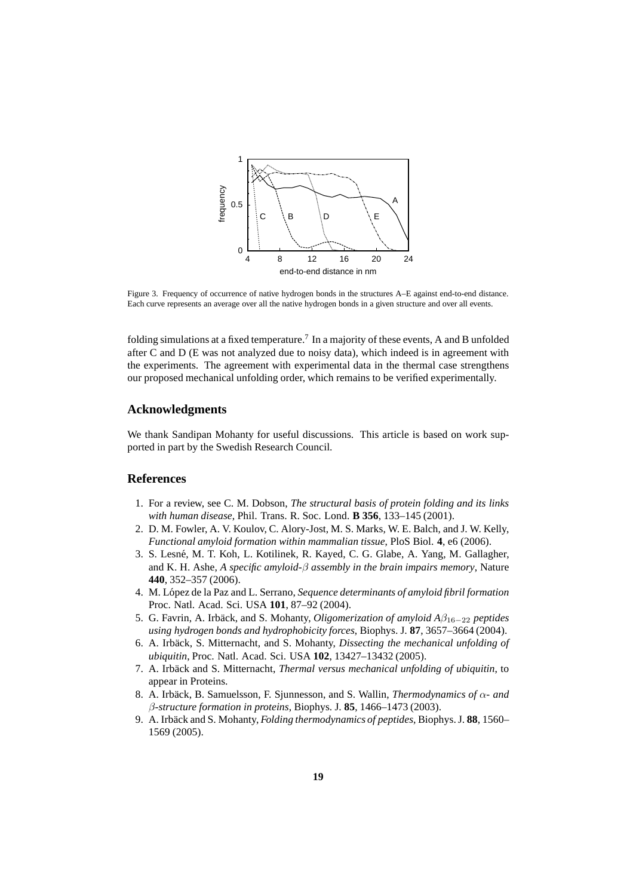Figure 3. Frequency of occurrence of native hydrogen bonds in the structures A–E against end-to-end distance. Each curve represents an average over all the native hydrogen bonds in a given structure and over all events.

folding simulations at a fixed temperature.[7] In a majority of these events, A and B unfolded after C and D (E was not analyzed due to noisy data), which indeed is in agreement with the experiments. The agreement with experimental data in the thermal case strengthens our proposed mechanical unfolding order, which remains to be verified experimentally.

## Acknowledgments

We thank Sandipan Mohanty for useful discussions. This article is based on work supported in part by the Swedish Research Council.

## References

1. For a review, see C. M. Dobson, *The structural basis of protein folding and its links with human disease*, Phil. Trans. R. Soc. Lond. **B 356**, 133–145 (2001).
2. D. M. Fowler, A. V. Koulov, C. Alory-Jost, M. S. Marks, W. E. Balch, and J. W. Kelly, *Functional amyloid formation within mammalian tissue*, PloS Biol. **4**, e6 (2006).
3. S. Lesné, M. T. Koh, L. Kotilinek, R. Kayed, C. G. Glabe, A. Yang, M. Gallagher, and K. H. Ashe, *A specific amyloid-$\beta$ assembly in the brain impairs memory*, Nature **440**, 352–357 (2006).
4. M. López de la Paz and L. Serrano, *Sequence determinants of amyloid fibril formation* Proc. Natl. Acad. Sci. USA **101**, 87–92 (2004).
5. G. Favrin, A. Irbäck, and S. Mohanty, *Oligomerization of amyloid A$\beta_{16-22}$ peptides using hydrogen bonds and hydrophobicity forces*, Biophys. J. **87**, 3657–3664 (2004).
6. A. Irbäck, S. Mitternacht, and S. Mohanty, *Dissecting the mechanical unfolding of ubiquitin*, Proc. Natl. Acad. Sci. USA **102**, 13427–13432 (2005).
7. A. Irbäck and S. Mitternacht, *Thermal versus mechanical unfolding of ubiquitin*, to appear in Proteins.
8. A. Irbäck, B. Samuelsson, F. Sjunnesson, and S. Wallin, *Thermodynamics of $\alpha$- and $\beta$-structure formation in proteins*, Biophys. J. **85**, 1466–1473 (2003).
9. A. Irbäck and S. Mohanty, *Folding thermodynamics of peptides*, Biophys. J. **88**, 1560–1569 (2005).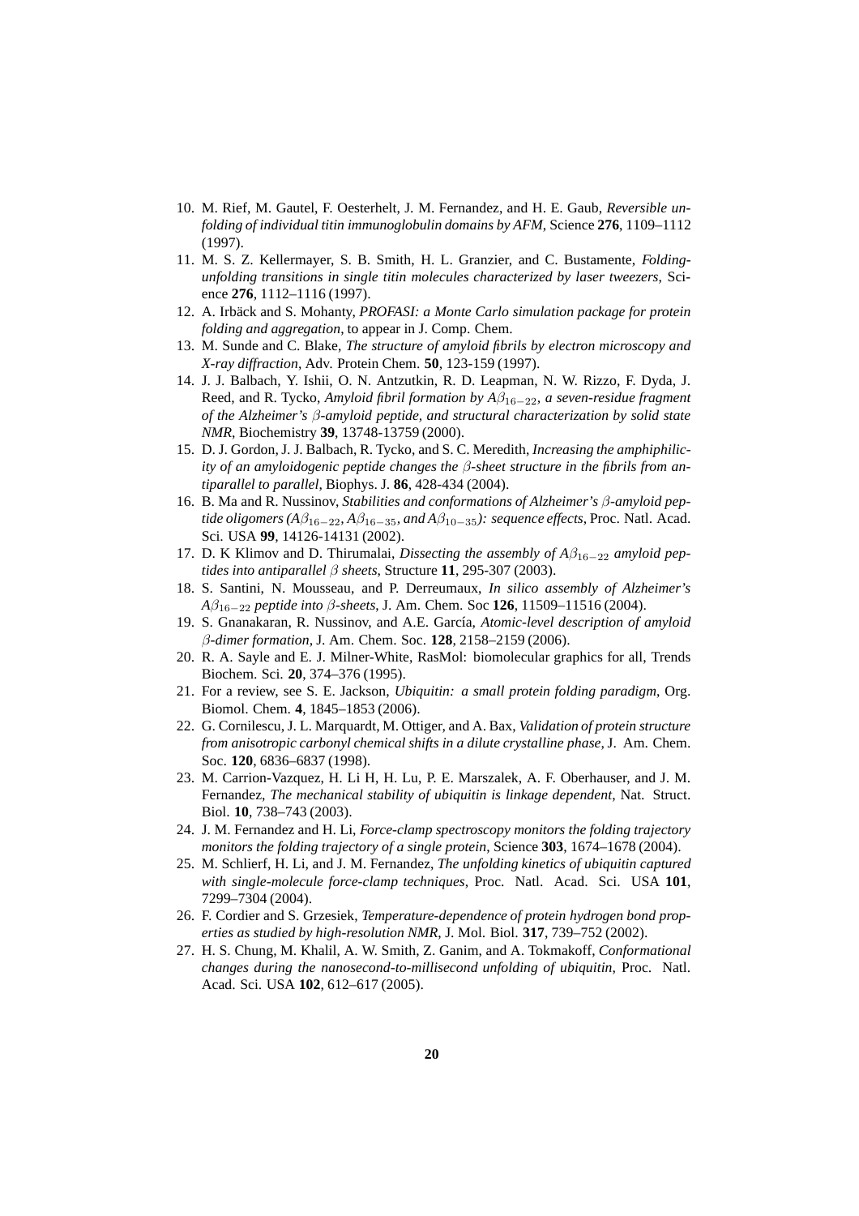10. M. Rief, M. Gautel, F. Oesterhelt, J. M. Fernandez, and H. E. Gaub, *Reversible unfolding of individual titin immunoglobulin domains by AFM*, Science **276**, 1109–1112 (1997).
11. M. S. Z. Kellermayer, S. B. Smith, H. L. Granzier, and C. Bustamente, *Folding-unfolding transitions in single titin molecules characterized by laser tweezers*, Science **276**, 1112–1116 (1997).
12. A. Irbäck and S. Mohanty, *PROFASI: a Monte Carlo simulation package for protein folding and aggregation*, to appear in J. Comp. Chem.
13. M. Sunde and C. Blake, *The structure of amyloid fibrils by electron microscopy and X-ray diffraction*, Adv. Protein Chem. **50**, 123-159 (1997).
14. J. J. Balbach, Y. Ishii, O. N. Antzutkin, R. D. Leapman, N. W. Rizzo, F. Dyda, J. Reed, and R. Tycko, *Amyloid fibril formation by A$\beta_{16-22}$, a seven-residue fragment of the Alzheimer's $\beta$-amyloid peptide, and structural characterization by solid state NMR*, Biochemistry **39**, 13748-13759 (2000).
15. D. J. Gordon, J. J. Balbach, R. Tycko, and S. C. Meredith, *Increasing the amphiphilicity of an amyloidogenic peptide changes the $\beta$-sheet structure in the fibrils from antiparallel to parallel*, Biophys. J. **86**, 428-434 (2004).
16. B. Ma and R. Nussinov, *Stabilities and conformations of Alzheimer's $\beta$-amyloid peptide oligomers (A$\beta_{16-22}$, A$\beta_{16-35}$, and A$\beta_{10-35}$): sequence effects*, Proc. Natl. Acad. Sci. USA **99**, 14126-14131 (2002).
17. D. K Klimov and D. Thirumalai, *Dissecting the assembly of A$\beta_{16-22}$ amyloid peptides into antiparallel $\beta$ sheets*, Structure **11**, 295-307 (2003).
18. S. Santini, N. Mousseau, and P. Derreumaux, *In silico assembly of Alzheimer's A$\beta_{16-22}$ peptide into $\beta$-sheets*, J. Am. Chem. Soc **126**, 11509–11516 (2004).
19. S. Gnanakaran, R. Nussinov, and A.E. García, *Atomic-level description of amyloid $\beta$-dimer formation*, J. Am. Chem. Soc. **128**, 2158–2159 (2006).
20. R. A. Sayle and E. J. Milner-White, RasMol: biomolecular graphics for all, Trends Biochem. Sci. **20**, 374–376 (1995).
21. For a review, see S. E. Jackson, *Ubiquitin: a small protein folding paradigm*, Org. Biomol. Chem. **4**, 1845–1853 (2006).
22. G. Cornilescu, J. L. Marquardt, M. Ottiger, and A. Bax, *Validation of protein structure from anisotropic carbonyl chemical shifts in a dilute crystalline phase*, J. Am. Chem. Soc. **120**, 6836–6837 (1998).
23. M. Carrion-Vazquez, H. Li H, H. Lu, P. E. Marszalek, A. F. Oberhauser, and J. M. Fernandez, *The mechanical stability of ubiquitin is linkage dependent*, Nat. Struct. Biol. **10**, 738–743 (2003).
24. J. M. Fernandez and H. Li, *Force-clamp spectroscopy monitors the folding trajectory monitors the folding trajectory of a single protein*, Science **303**, 1674–1678 (2004).
25. M. Schlierf, H. Li, and J. M. Fernandez, *The unfolding kinetics of ubiquitin captured with single-molecule force-clamp techniques*, Proc. Natl. Acad. Sci. USA **101**, 7299–7304 (2004).
26. F. Cordier and S. Grzesiek, *Temperature-dependence of protein hydrogen bond properties as studied by high-resolution NMR*, J. Mol. Biol. **317**, 739–752 (2002).
27. H. S. Chung, M. Khalil, A. W. Smith, Z. Ganim, and A. Tokmakoff, *Conformational changes during the nanosecond-to-millisecond unfolding of ubiquitin*, Proc. Natl. Acad. Sci. USA **102**, 612–617 (2005).